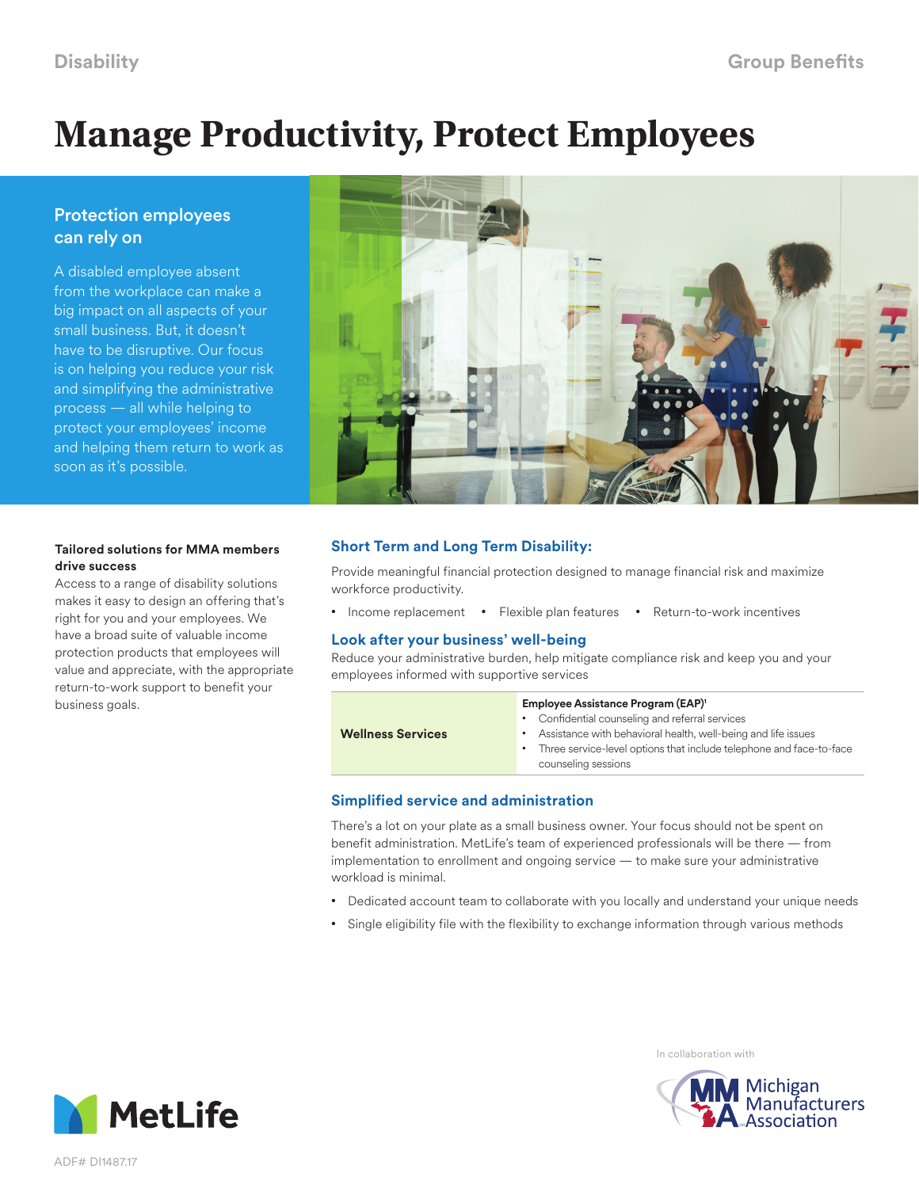Disability

Group Benefits

# Manage Productivity, Protect Employees

## Protection employees can rely on

A disabled employee absent from the workplace can make a big impact on all aspects of your small business. But, it doesn't have to be disruptive. Our focus is on helping you reduce your risk and simplifying the administrative process — all while helping to protect your employees' income and helping them return to work as soon as it's possible.

**Tailored solutions for MMA members drive success**

Access to a range of disability solutions makes it easy to design an offering that's right for you and your employees. We have a broad suite of valuable income protection products that employees will value and appreciate, with the appropriate return-to-work support to benefit your business goals.

### Short Term and Long Term Disability:

Provide meaningful financial protection designed to manage financial risk and maximize workforce productivity.

- Income replacement
- Flexible plan features
- Return-to-work incentives

### Look after your business' well-being

Reduce your administrative burden, help mitigate compliance risk and keep you and your employees informed with supportive services

| | |
|---|---|
| **Wellness Services** | **Employee Assistance Program (EAP)**[1] <br>• Confidential counseling and referral services <br>• Assistance with behavioral health, well-being and life issues <br>• Three service-level options that include telephone and face-to-face counseling sessions |

### Simplified service and administration

There's a lot on your plate as a small business owner. Your focus should not be spent on benefit administration. MetLife's team of experienced professionals will be there — from implementation to enrollment and ongoing service — to make sure your administrative workload is minimal.

- Dedicated account team to collaborate with you locally and understand your unique needs
- Single eligibility file with the flexibility to exchange information through various methods

In collaboration with

Michigan Manufacturers Association

MetLife

ADF# DI1487.17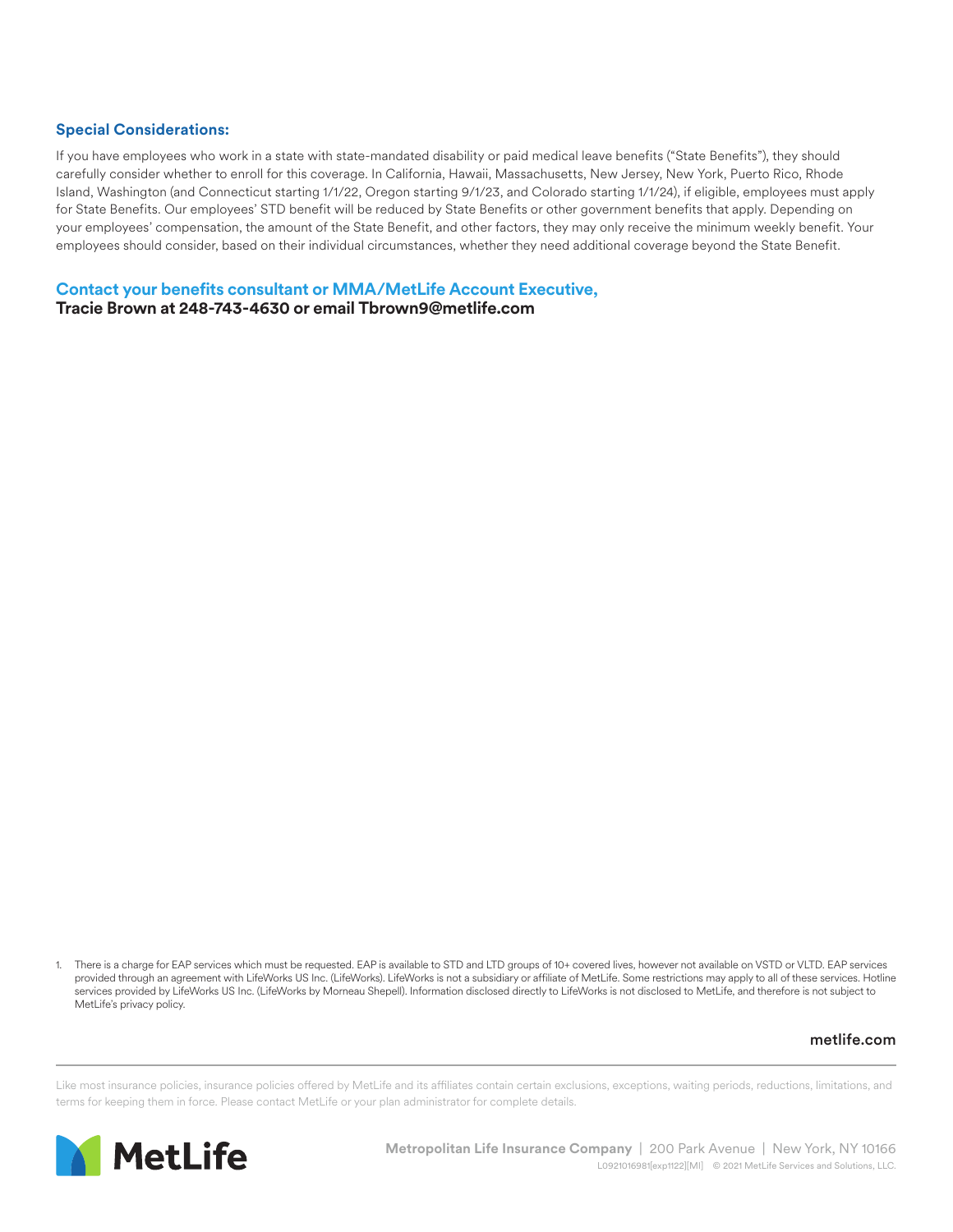### Special Considerations:

If you have employees who work in a state with state-mandated disability or paid medical leave benefits ("State Benefits"), they should carefully consider whether to enroll for this coverage. In California, Hawaii, Massachusetts, New Jersey, New York, Puerto Rico, Rhode Island, Washington (and Connecticut starting 1/1/22, Oregon starting 9/1/23, and Colorado starting 1/1/24), if eligible, employees must apply for State Benefits. Our employees' STD benefit will be reduced by State Benefits or other government benefits that apply. Depending on your employees' compensation, the amount of the State Benefit, and other factors, they may only receive the minimum weekly benefit. Your employees should consider, based on their individual circumstances, whether they need additional coverage beyond the State Benefit.

### Contact your benefits consultant or MMA/MetLife Account Executive,
**Tracie Brown at 248-743-4630 or email Tbrown9@metlife.com**

1. There is a charge for EAP services which must be requested. EAP is available to STD and LTD groups of 10+ covered lives, however not available on VSTD or VLTD. EAP services provided through an agreement with LifeWorks US Inc. (LifeWorks). LifeWorks is not a subsidiary or affiliate of MetLife. Some restrictions may apply to all of these services. Hotline services provided by LifeWorks US Inc. (LifeWorks by Morneau Shepell). Information disclosed directly to LifeWorks is not disclosed to MetLife, and therefore is not subject to MetLife's privacy policy.

metlife.com

Like most insurance policies, insurance policies offered by MetLife and its affiliates contain certain exclusions, exceptions, waiting periods, reductions, limitations, and terms for keeping them in force. Please contact MetLife or your plan administrator for complete details.

MetLife

**Metropolitan Life Insurance Company** | 200 Park Avenue | New York, NY 10166
L0921016981[exp1122][MI] © 2021 MetLife Services and Solutions, LLC.